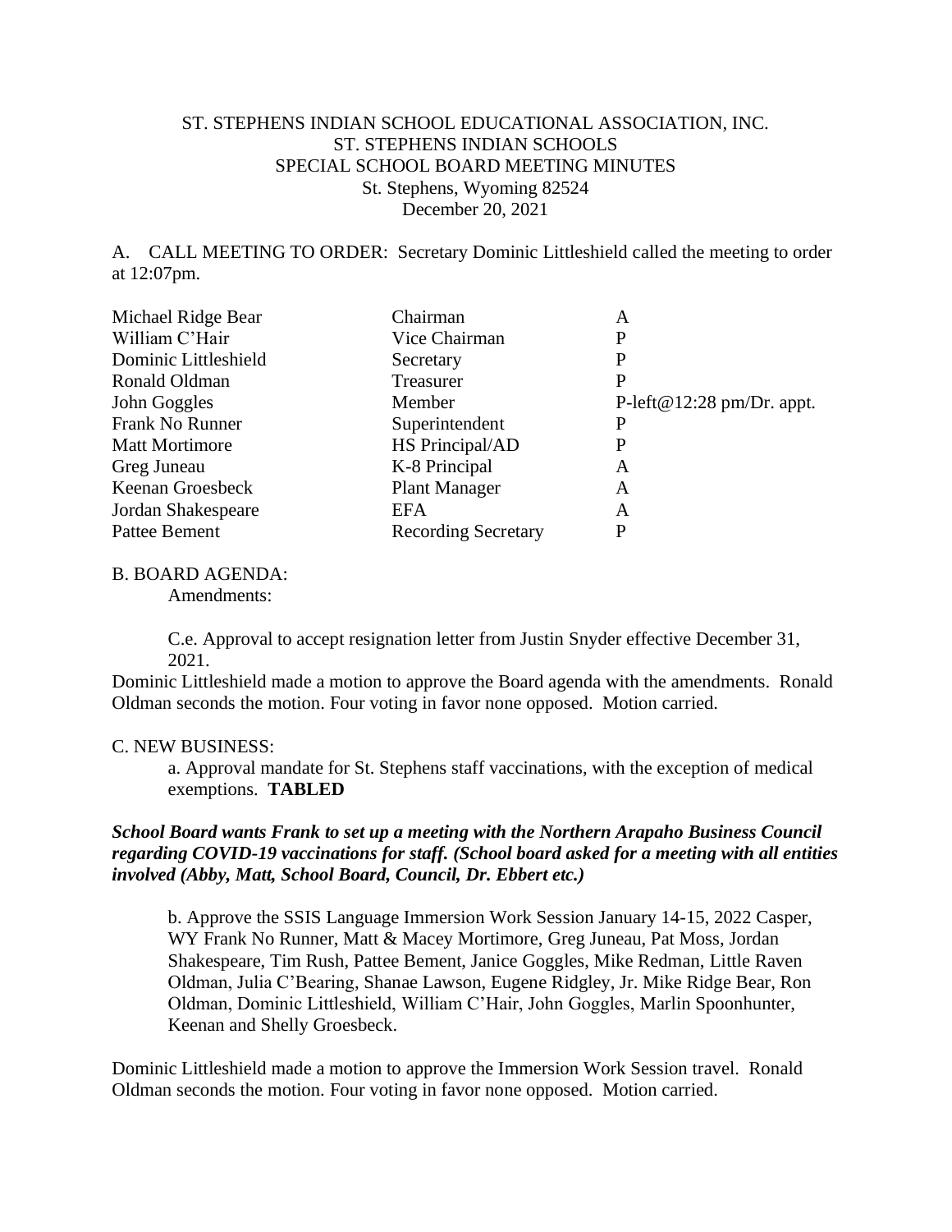ST. STEPHENS INDIAN SCHOOL EDUCATIONAL ASSOCIATION, INC.
ST. STEPHENS INDIAN SCHOOLS
SPECIAL SCHOOL BOARD MEETING MINUTES
St. Stephens, Wyoming 82524
December 20, 2021

A. CALL MEETING TO ORDER: Secretary Dominic Littleshield called the meeting to order at 12:07pm.

| | | |
|---|---|---|
| Michael Ridge Bear | Chairman | A |
| William C'Hair | Vice Chairman | P |
| Dominic Littleshield | Secretary | P |
| Ronald Oldman | Treasurer | P |
| John Goggles | Member | P-left@12:28 pm/Dr. appt. |
| Frank No Runner | Superintendent | P |
| Matt Mortimore | HS Principal/AD | P |
| Greg Juneau | K-8 Principal | A |
| Keenan Groesbeck | Plant Manager | A |
| Jordan Shakespeare | EFA | A |
| Pattee Bement | Recording Secretary | P |

B. BOARD AGENDA:

Amendments:

C.e. Approval to accept resignation letter from Justin Snyder effective December 31, 2021.

Dominic Littleshield made a motion to approve the Board agenda with the amendments. Ronald Oldman seconds the motion. Four voting in favor none opposed. Motion carried.

C. NEW BUSINESS:

a. Approval mandate for St. Stephens staff vaccinations, with the exception of medical exemptions. **TABLED**

***School Board wants Frank to set up a meeting with the Northern Arapaho Business Council regarding COVID-19 vaccinations for staff. (School board asked for a meeting with all entities involved (Abby, Matt, School Board, Council, Dr. Ebbert etc.)***

b. Approve the SSIS Language Immersion Work Session January 14-15, 2022 Casper, WY Frank No Runner, Matt & Macey Mortimore, Greg Juneau, Pat Moss, Jordan Shakespeare, Tim Rush, Pattee Bement, Janice Goggles, Mike Redman, Little Raven Oldman, Julia C'Bearing, Shanae Lawson, Eugene Ridgley, Jr. Mike Ridge Bear, Ron Oldman, Dominic Littleshield, William C'Hair, John Goggles, Marlin Spoonhunter, Keenan and Shelly Groesbeck.

Dominic Littleshield made a motion to approve the Immersion Work Session travel. Ronald Oldman seconds the motion. Four voting in favor none opposed. Motion carried.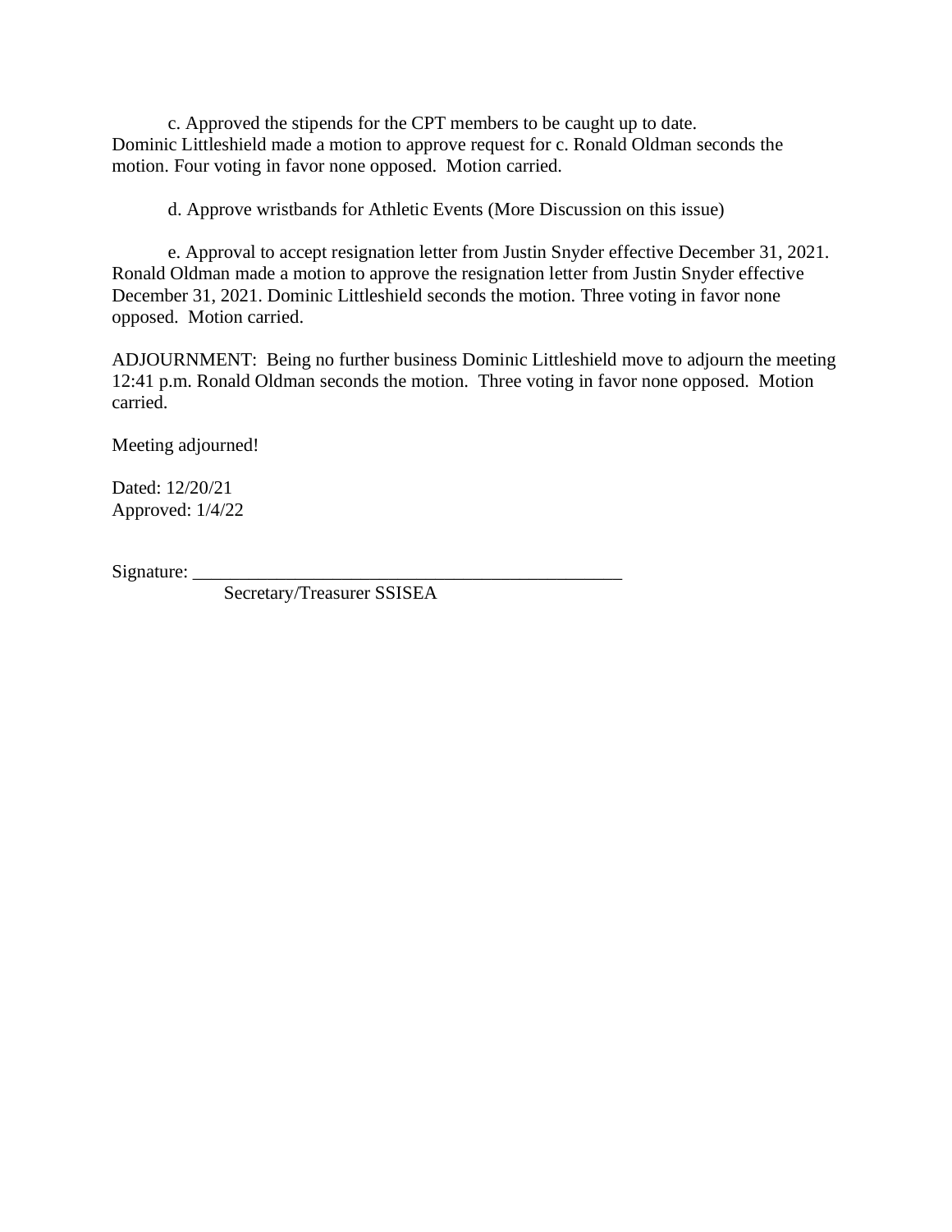c. Approved the stipends for the CPT members to be caught up to date. Dominic Littleshield made a motion to approve request for c. Ronald Oldman seconds the motion. Four voting in favor none opposed. Motion carried.

d. Approve wristbands for Athletic Events (More Discussion on this issue)

e. Approval to accept resignation letter from Justin Snyder effective December 31, 2021. Ronald Oldman made a motion to approve the resignation letter from Justin Snyder effective December 31, 2021. Dominic Littleshield seconds the motion. Three voting in favor none opposed. Motion carried.

ADJOURNMENT: Being no further business Dominic Littleshield move to adjourn the meeting 12:41 p.m. Ronald Oldman seconds the motion. Three voting in favor none opposed. Motion carried.

Meeting adjourned!

Dated: 12/20/21
Approved: 1/4/22

Signature: ______________________________________________
Secretary/Treasurer SSISEA